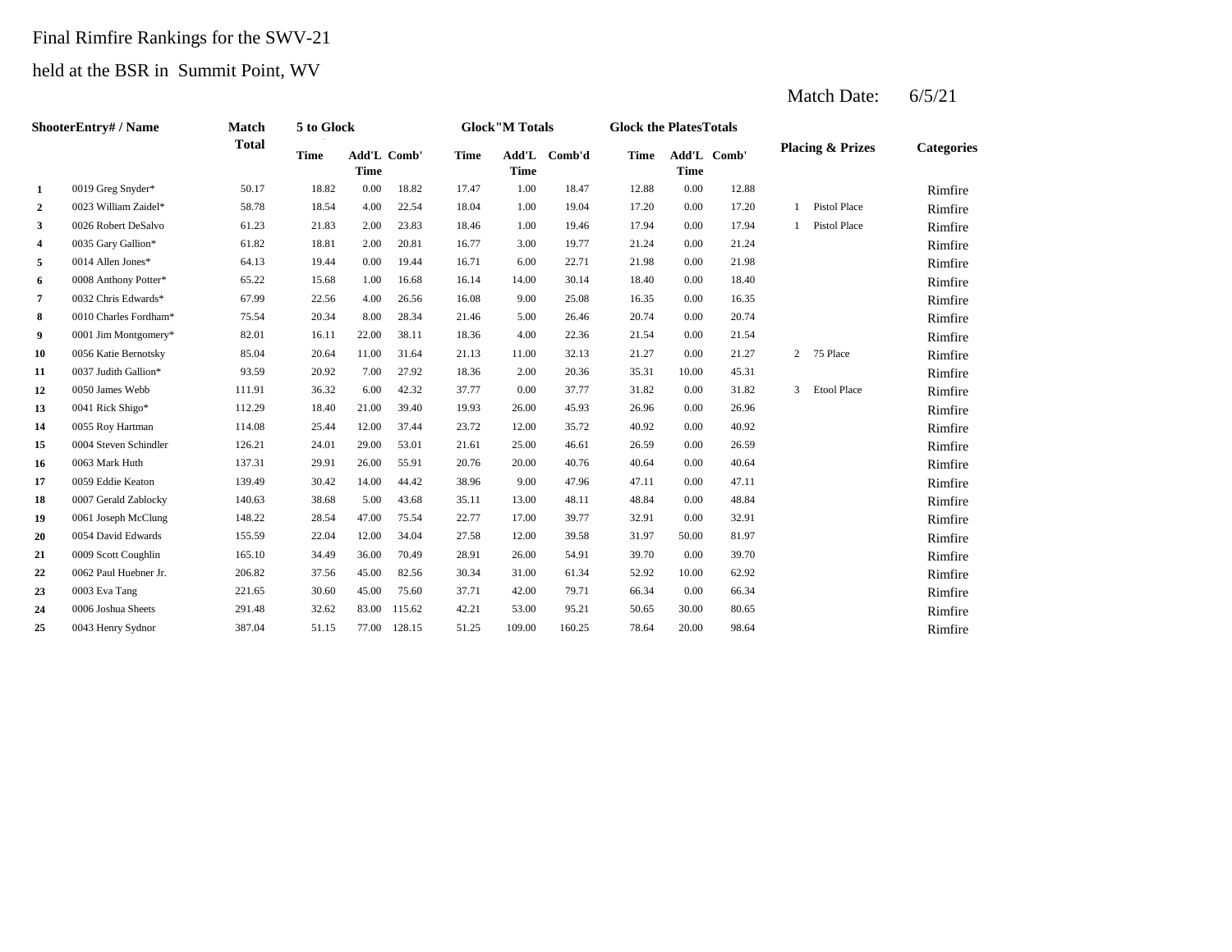Final Rimfire Rankings for the SWV-21

held at the BSR in Summit Point, WV

Match Date: 6/5/21

| | ShooterEntry# / Name | Match Total | 5 to Glock | | | Glock"M Totals | | | Glock the PlatesTotals | | | Placing & Prizes | | Categories |
|---|---|---|---|---|---|---|---|---|---|---|---|---|---|---|
| | | | Time | Add'L Time | Comb' | Time | Add'L Time | Comb'd | Time | Add'L Time | Comb' | | | |
| 1 | 0019 Greg Snyder* | 50.17 | 18.82 | 0.00 | 18.82 | 17.47 | 1.00 | 18.47 | 12.88 | 0.00 | 12.88 | | | Rimfire |
| 2 | 0023 William Zaidel* | 58.78 | 18.54 | 4.00 | 22.54 | 18.04 | 1.00 | 19.04 | 17.20 | 0.00 | 17.20 | 1 | Pistol Place | Rimfire |
| 3 | 0026 Robert DeSalvo | 61.23 | 21.83 | 2.00 | 23.83 | 18.46 | 1.00 | 19.46 | 17.94 | 0.00 | 17.94 | 1 | Pistol Place | Rimfire |
| 4 | 0035 Gary Gallion* | 61.82 | 18.81 | 2.00 | 20.81 | 16.77 | 3.00 | 19.77 | 21.24 | 0.00 | 21.24 | | | Rimfire |
| 5 | 0014 Allen Jones* | 64.13 | 19.44 | 0.00 | 19.44 | 16.71 | 6.00 | 22.71 | 21.98 | 0.00 | 21.98 | | | Rimfire |
| 6 | 0008 Anthony Potter* | 65.22 | 15.68 | 1.00 | 16.68 | 16.14 | 14.00 | 30.14 | 18.40 | 0.00 | 18.40 | | | Rimfire |
| 7 | 0032 Chris Edwards* | 67.99 | 22.56 | 4.00 | 26.56 | 16.08 | 9.00 | 25.08 | 16.35 | 0.00 | 16.35 | | | Rimfire |
| 8 | 0010 Charles Fordham* | 75.54 | 20.34 | 8.00 | 28.34 | 21.46 | 5.00 | 26.46 | 20.74 | 0.00 | 20.74 | | | Rimfire |
| 9 | 0001 Jim Montgomery* | 82.01 | 16.11 | 22.00 | 38.11 | 18.36 | 4.00 | 22.36 | 21.54 | 0.00 | 21.54 | | | Rimfire |
| 10 | 0056 Katie Bernotsky | 85.04 | 20.64 | 11.00 | 31.64 | 21.13 | 11.00 | 32.13 | 21.27 | 0.00 | 21.27 | 2 | 75 Place | Rimfire |
| 11 | 0037 Judith Gallion* | 93.59 | 20.92 | 7.00 | 27.92 | 18.36 | 2.00 | 20.36 | 35.31 | 10.00 | 45.31 | | | Rimfire |
| 12 | 0050 James Webb | 111.91 | 36.32 | 6.00 | 42.32 | 37.77 | 0.00 | 37.77 | 31.82 | 0.00 | 31.82 | 3 | Etool Place | Rimfire |
| 13 | 0041 Rick Shigo* | 112.29 | 18.40 | 21.00 | 39.40 | 19.93 | 26.00 | 45.93 | 26.96 | 0.00 | 26.96 | | | Rimfire |
| 14 | 0055 Roy Hartman | 114.08 | 25.44 | 12.00 | 37.44 | 23.72 | 12.00 | 35.72 | 40.92 | 0.00 | 40.92 | | | Rimfire |
| 15 | 0004 Steven Schindler | 126.21 | 24.01 | 29.00 | 53.01 | 21.61 | 25.00 | 46.61 | 26.59 | 0.00 | 26.59 | | | Rimfire |
| 16 | 0063 Mark Huth | 137.31 | 29.91 | 26.00 | 55.91 | 20.76 | 20.00 | 40.76 | 40.64 | 0.00 | 40.64 | | | Rimfire |
| 17 | 0059 Eddie Keaton | 139.49 | 30.42 | 14.00 | 44.42 | 38.96 | 9.00 | 47.96 | 47.11 | 0.00 | 47.11 | | | Rimfire |
| 18 | 0007 Gerald Zablocky | 140.63 | 38.68 | 5.00 | 43.68 | 35.11 | 13.00 | 48.11 | 48.84 | 0.00 | 48.84 | | | Rimfire |
| 19 | 0061 Joseph McClung | 148.22 | 28.54 | 47.00 | 75.54 | 22.77 | 17.00 | 39.77 | 32.91 | 0.00 | 32.91 | | | Rimfire |
| 20 | 0054 David Edwards | 155.59 | 22.04 | 12.00 | 34.04 | 27.58 | 12.00 | 39.58 | 31.97 | 50.00 | 81.97 | | | Rimfire |
| 21 | 0009 Scott Coughlin | 165.10 | 34.49 | 36.00 | 70.49 | 28.91 | 26.00 | 54.91 | 39.70 | 0.00 | 39.70 | | | Rimfire |
| 22 | 0062 Paul Huebner Jr. | 206.82 | 37.56 | 45.00 | 82.56 | 30.34 | 31.00 | 61.34 | 52.92 | 10.00 | 62.92 | | | Rimfire |
| 23 | 0003 Eva Tang | 221.65 | 30.60 | 45.00 | 75.60 | 37.71 | 42.00 | 79.71 | 66.34 | 0.00 | 66.34 | | | Rimfire |
| 24 | 0006 Joshua Sheets | 291.48 | 32.62 | 83.00 | 115.62 | 42.21 | 53.00 | 95.21 | 50.65 | 30.00 | 80.65 | | | Rimfire |
| 25 | 0043 Henry Sydnor | 387.04 | 51.15 | 77.00 | 128.15 | 51.25 | 109.00 | 160.25 | 78.64 | 20.00 | 98.64 | | | Rimfire |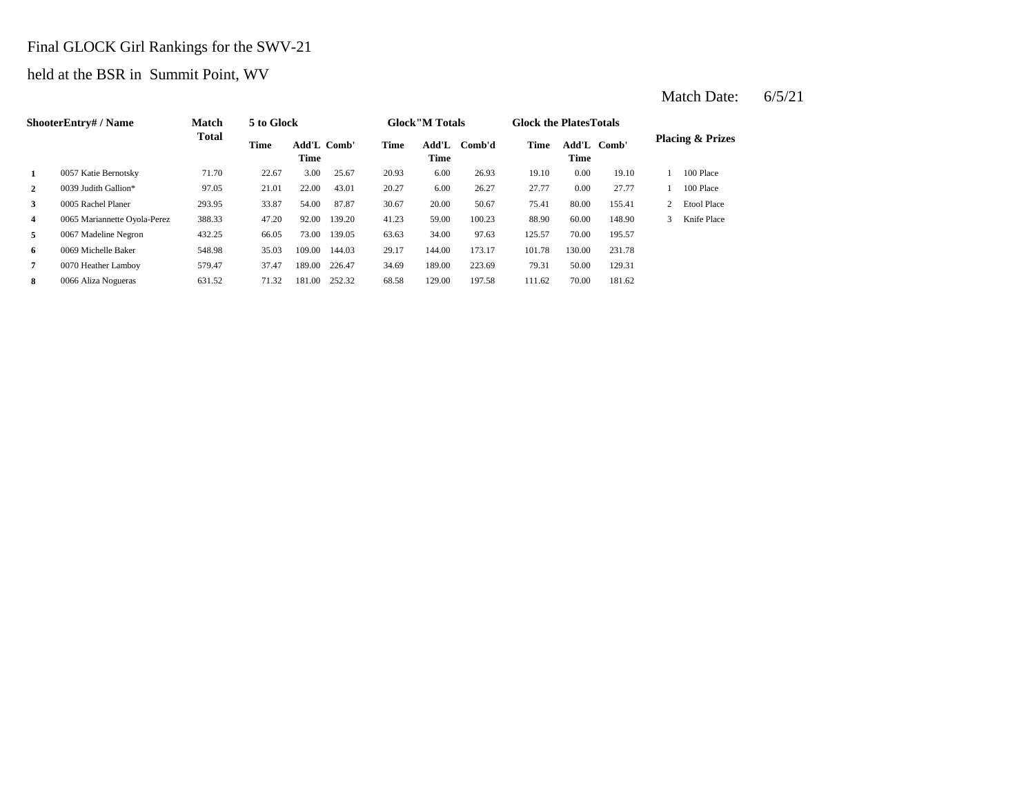Final GLOCK Girl Rankings for the SWV-21

held at the BSR in Summit Point, WV

Match Date: 6/5/21

| Shooter | Entry# / Name | Match Total | 5 to Glock | | | Glock"M Totals | | | Glock the Plates Totals | | | Placing & Prizes | |
|---|---|---|---|---|---|---|---|---|---|---|---|---|---|
| | | | Time | Add'L Time | Comb' | Time | Add'L Time | Comb'd | Time | Add'L Time | Comb' | | |
| 1 | 0057 Katie Bernotsky | 71.70 | 22.67 | 3.00 | 25.67 | 20.93 | 6.00 | 26.93 | 19.10 | 0.00 | 19.10 | 1 | 100 Place |
| 2 | 0039 Judith Gallion* | 97.05 | 21.01 | 22.00 | 43.01 | 20.27 | 6.00 | 26.27 | 27.77 | 0.00 | 27.77 | 1 | 100 Place |
| 3 | 0005 Rachel Planer | 293.95 | 33.87 | 54.00 | 87.87 | 30.67 | 20.00 | 50.67 | 75.41 | 80.00 | 155.41 | 2 | Etool Place |
| 4 | 0065 Mariannette Oyola-Perez | 388.33 | 47.20 | 92.00 | 139.20 | 41.23 | 59.00 | 100.23 | 88.90 | 60.00 | 148.90 | 3 | Knife Place |
| 5 | 0067 Madeline Negron | 432.25 | 66.05 | 73.00 | 139.05 | 63.63 | 34.00 | 97.63 | 125.57 | 70.00 | 195.57 | | |
| 6 | 0069 Michelle Baker | 548.98 | 35.03 | 109.00 | 144.03 | 29.17 | 144.00 | 173.17 | 101.78 | 130.00 | 231.78 | | |
| 7 | 0070 Heather Lamboy | 579.47 | 37.47 | 189.00 | 226.47 | 34.69 | 189.00 | 223.69 | 79.31 | 50.00 | 129.31 | | |
| 8 | 0066 Aliza Nogueras | 631.52 | 71.32 | 181.00 | 252.32 | 68.58 | 129.00 | 197.58 | 111.62 | 70.00 | 181.62 | | |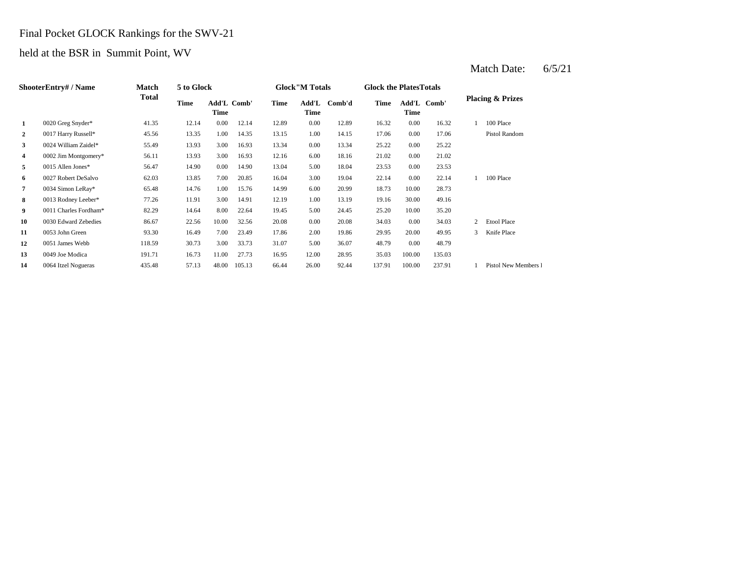Final Pocket GLOCK Rankings for the SWV-21

held at the BSR in Summit Point, WV

Match Date: 6/5/21

| Shooter | Entry# / Name | Match Total | 5 to Glock | | | Glock"M Totals | | | Glock the Plates Totals | | | Placing & Prizes | |
|---|---|---|---|---|---|---|---|---|---|---|---|---|---|
| | | | Time | Add'L Time | Comb' | Time | Add'L Time | Comb'd | Time | Add'L Time | Comb' | | |
| 1 | 0020 Greg Snyder* | 41.35 | 12.14 | 0.00 | 12.14 | 12.89 | 0.00 | 12.89 | 16.32 | 0.00 | 16.32 | 1 | 100 Place |
| 2 | 0017 Harry Russell* | 45.56 | 13.35 | 1.00 | 14.35 | 13.15 | 1.00 | 14.15 | 17.06 | 0.00 | 17.06 | | Pistol Random |
| 3 | 0024 William Zaidel* | 55.49 | 13.93 | 3.00 | 16.93 | 13.34 | 0.00 | 13.34 | 25.22 | 0.00 | 25.22 | | |
| 4 | 0002 Jim Montgomery* | 56.11 | 13.93 | 3.00 | 16.93 | 12.16 | 6.00 | 18.16 | 21.02 | 0.00 | 21.02 | | |
| 5 | 0015 Allen Jones* | 56.47 | 14.90 | 0.00 | 14.90 | 13.04 | 5.00 | 18.04 | 23.53 | 0.00 | 23.53 | | |
| 6 | 0027 Robert DeSalvo | 62.03 | 13.85 | 7.00 | 20.85 | 16.04 | 3.00 | 19.04 | 22.14 | 0.00 | 22.14 | 1 | 100 Place |
| 7 | 0034 Simon LeRay* | 65.48 | 14.76 | 1.00 | 15.76 | 14.99 | 6.00 | 20.99 | 18.73 | 10.00 | 28.73 | | |
| 8 | 0013 Rodney Leeber* | 77.26 | 11.91 | 3.00 | 14.91 | 12.19 | 1.00 | 13.19 | 19.16 | 30.00 | 49.16 | | |
| 9 | 0011 Charles Fordham* | 82.29 | 14.64 | 8.00 | 22.64 | 19.45 | 5.00 | 24.45 | 25.20 | 10.00 | 35.20 | | |
| 10 | 0030 Edward Zebedies | 86.67 | 22.56 | 10.00 | 32.56 | 20.08 | 0.00 | 20.08 | 34.03 | 0.00 | 34.03 | 2 | Etool Place |
| 11 | 0053 John Green | 93.30 | 16.49 | 7.00 | 23.49 | 17.86 | 2.00 | 19.86 | 29.95 | 20.00 | 49.95 | 3 | Knife Place |
| 12 | 0051 James Webb | 118.59 | 30.73 | 3.00 | 33.73 | 31.07 | 5.00 | 36.07 | 48.79 | 0.00 | 48.79 | | |
| 13 | 0049 Joe Modica | 191.71 | 16.73 | 11.00 | 27.73 | 16.95 | 12.00 | 28.95 | 35.03 | 100.00 | 135.03 | | |
| 14 | 0064 Itzel Nogueras | 435.48 | 57.13 | 48.00 | 105.13 | 66.44 | 26.00 | 92.44 | 137.91 | 100.00 | 237.91 | 1 | Pistol New Members l |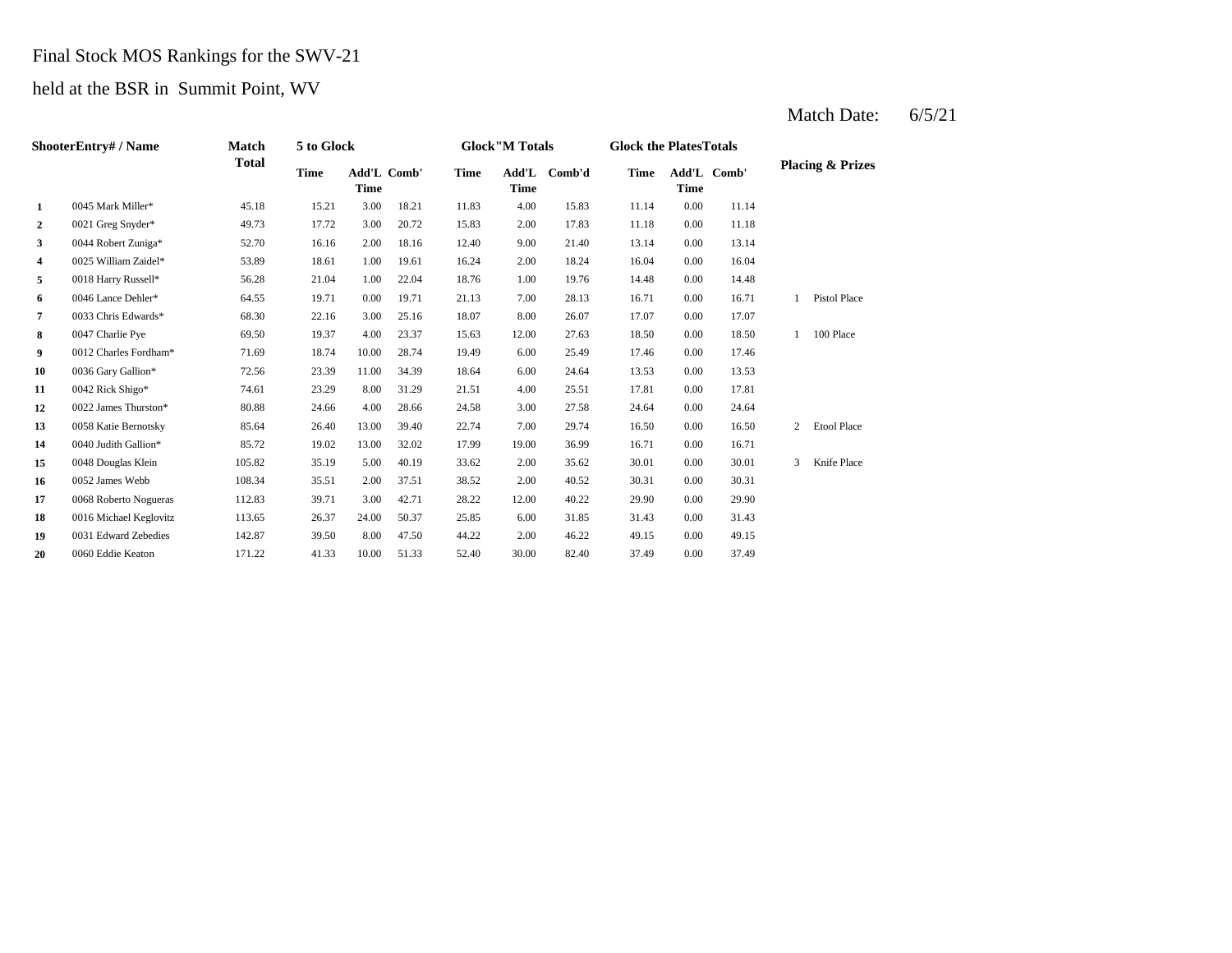Final Stock MOS Rankings for the SWV-21

held at the BSR in Summit Point, WV

Match Date: 6/5/21

| Shooter | Entry# / Name | Match Total | 5 to Glock | | | Glock"M Totals | | | Glock the Plates Totals | | | Placing & Prizes | |
|---|---|---|---|---|---|---|---|---|---|---|---|---|---|
| | | | Time | Add'L Time | Comb' | Time | Add'L Time | Comb'd | Time | Add'L Time | Comb' | | |
| 1 | 0045 Mark Miller* | 45.18 | 15.21 | 3.00 | 18.21 | 11.83 | 4.00 | 15.83 | 11.14 | 0.00 | 11.14 | | |
| 2 | 0021 Greg Snyder* | 49.73 | 17.72 | 3.00 | 20.72 | 15.83 | 2.00 | 17.83 | 11.18 | 0.00 | 11.18 | | |
| 3 | 0044 Robert Zuniga* | 52.70 | 16.16 | 2.00 | 18.16 | 12.40 | 9.00 | 21.40 | 13.14 | 0.00 | 13.14 | | |
| 4 | 0025 William Zaidel* | 53.89 | 18.61 | 1.00 | 19.61 | 16.24 | 2.00 | 18.24 | 16.04 | 0.00 | 16.04 | | |
| 5 | 0018 Harry Russell* | 56.28 | 21.04 | 1.00 | 22.04 | 18.76 | 1.00 | 19.76 | 14.48 | 0.00 | 14.48 | | |
| 6 | 0046 Lance Dehler* | 64.55 | 19.71 | 0.00 | 19.71 | 21.13 | 7.00 | 28.13 | 16.71 | 0.00 | 16.71 | 1 | Pistol Place |
| 7 | 0033 Chris Edwards* | 68.30 | 22.16 | 3.00 | 25.16 | 18.07 | 8.00 | 26.07 | 17.07 | 0.00 | 17.07 | | |
| 8 | 0047 Charlie Pye | 69.50 | 19.37 | 4.00 | 23.37 | 15.63 | 12.00 | 27.63 | 18.50 | 0.00 | 18.50 | 1 | 100 Place |
| 9 | 0012 Charles Fordham* | 71.69 | 18.74 | 10.00 | 28.74 | 19.49 | 6.00 | 25.49 | 17.46 | 0.00 | 17.46 | | |
| 10 | 0036 Gary Gallion* | 72.56 | 23.39 | 11.00 | 34.39 | 18.64 | 6.00 | 24.64 | 13.53 | 0.00 | 13.53 | | |
| 11 | 0042 Rick Shigo* | 74.61 | 23.29 | 8.00 | 31.29 | 21.51 | 4.00 | 25.51 | 17.81 | 0.00 | 17.81 | | |
| 12 | 0022 James Thurston* | 80.88 | 24.66 | 4.00 | 28.66 | 24.58 | 3.00 | 27.58 | 24.64 | 0.00 | 24.64 | | |
| 13 | 0058 Katie Bernotsky | 85.64 | 26.40 | 13.00 | 39.40 | 22.74 | 7.00 | 29.74 | 16.50 | 0.00 | 16.50 | 2 | Etool Place |
| 14 | 0040 Judith Gallion* | 85.72 | 19.02 | 13.00 | 32.02 | 17.99 | 19.00 | 36.99 | 16.71 | 0.00 | 16.71 | | |
| 15 | 0048 Douglas Klein | 105.82 | 35.19 | 5.00 | 40.19 | 33.62 | 2.00 | 35.62 | 30.01 | 0.00 | 30.01 | 3 | Knife Place |
| 16 | 0052 James Webb | 108.34 | 35.51 | 2.00 | 37.51 | 38.52 | 2.00 | 40.52 | 30.31 | 0.00 | 30.31 | | |
| 17 | 0068 Roberto Nogueras | 112.83 | 39.71 | 3.00 | 42.71 | 28.22 | 12.00 | 40.22 | 29.90 | 0.00 | 29.90 | | |
| 18 | 0016 Michael Keglovitz | 113.65 | 26.37 | 24.00 | 50.37 | 25.85 | 6.00 | 31.85 | 31.43 | 0.00 | 31.43 | | |
| 19 | 0031 Edward Zebedies | 142.87 | 39.50 | 8.00 | 47.50 | 44.22 | 2.00 | 46.22 | 49.15 | 0.00 | 49.15 | | |
| 20 | 0060 Eddie Keaton | 171.22 | 41.33 | 10.00 | 51.33 | 52.40 | 30.00 | 82.40 | 37.49 | 0.00 | 37.49 | | |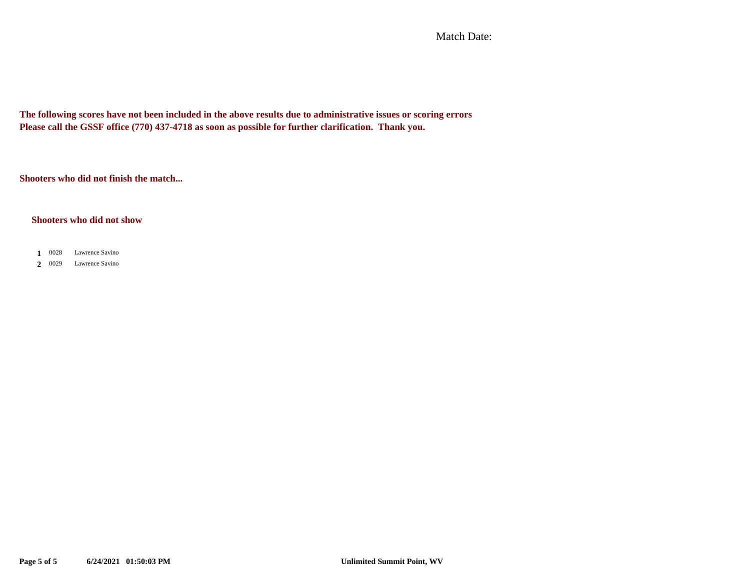Match Date:

**The following scores have not been included in the above results due to administrative issues or scoring errors**
**Please call the GSSF office (770) 437-4718 as soon as possible for further clarification. Thank you.**

**Shooters who did not finish the match...**

**Shooters who did not show**

| | | |
|---|---|---|
| **1** | 0028 | Lawrence Savino |
| **2** | 0029 | Lawrence Savino |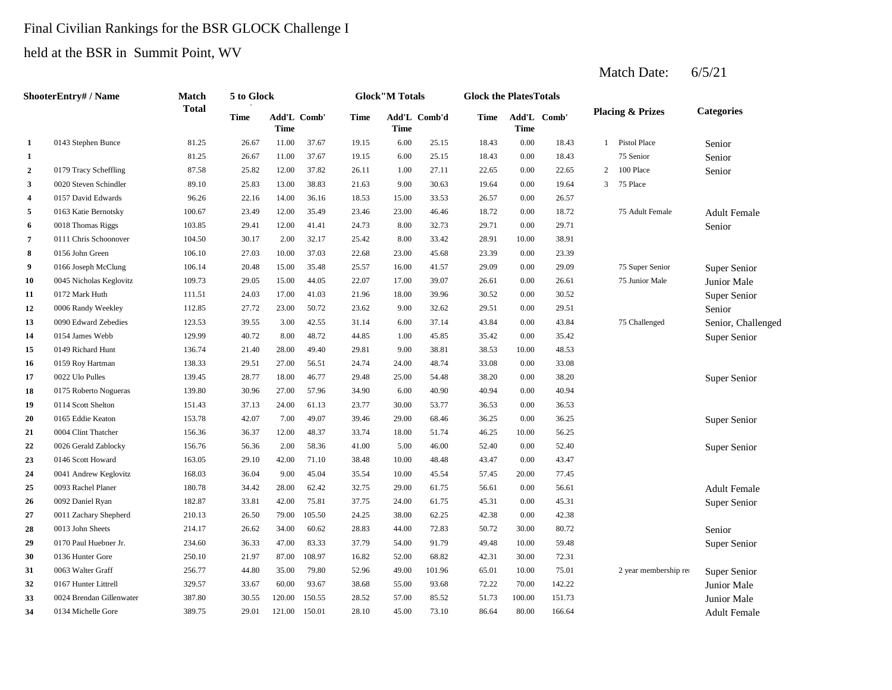Final Civilian Rankings for the BSR GLOCK Challenge I

held at the BSR in Summit Point, WV

Match Date: 6/5/21

| Shooter | Entry# / Name | Match Total | 5 to Glock | | | Glock"M Totals | | | Glock the Plates Totals | | | Placing & Prizes | | Categories |
|---|---|---|---|---|---|---|---|---|---|---|---|---|---|---|
| | | | Time | Add'L Time | Comb' | Time | Add'L Time | Comb'd | Time | Add'L Time | Comb' | | | |
| 1 | 0143 Stephen Bunce | 81.25 | 26.67 | 11.00 | 37.67 | 19.15 | 6.00 | 25.15 | 18.43 | 0.00 | 18.43 | 1 | Pistol Place | Senior |
| 1 | | 81.25 | 26.67 | 11.00 | 37.67 | 19.15 | 6.00 | 25.15 | 18.43 | 0.00 | 18.43 | | 75 Senior | Senior |
| 2 | 0179 Tracy Scheffling | 87.58 | 25.82 | 12.00 | 37.82 | 26.11 | 1.00 | 27.11 | 22.65 | 0.00 | 22.65 | 2 | 100 Place | Senior |
| 3 | 0020 Steven Schindler | 89.10 | 25.83 | 13.00 | 38.83 | 21.63 | 9.00 | 30.63 | 19.64 | 0.00 | 19.64 | 3 | 75 Place | |
| 4 | 0157 David Edwards | 96.26 | 22.16 | 14.00 | 36.16 | 18.53 | 15.00 | 33.53 | 26.57 | 0.00 | 26.57 | | | |
| 5 | 0163 Katie Bernotsky | 100.67 | 23.49 | 12.00 | 35.49 | 23.46 | 23.00 | 46.46 | 18.72 | 0.00 | 18.72 | | 75 Adult Female | Adult Female |
| 6 | 0018 Thomas Riggs | 103.85 | 29.41 | 12.00 | 41.41 | 24.73 | 8.00 | 32.73 | 29.71 | 0.00 | 29.71 | | | Senior |
| 7 | 0111 Chris Schoonover | 104.50 | 30.17 | 2.00 | 32.17 | 25.42 | 8.00 | 33.42 | 28.91 | 10.00 | 38.91 | | | |
| 8 | 0156 John Green | 106.10 | 27.03 | 10.00 | 37.03 | 22.68 | 23.00 | 45.68 | 23.39 | 0.00 | 23.39 | | | |
| 9 | 0166 Joseph McClung | 106.14 | 20.48 | 15.00 | 35.48 | 25.57 | 16.00 | 41.57 | 29.09 | 0.00 | 29.09 | | 75 Super Senior | Super Senior |
| 10 | 0045 Nicholas Keglovitz | 109.73 | 29.05 | 15.00 | 44.05 | 22.07 | 17.00 | 39.07 | 26.61 | 0.00 | 26.61 | | 75 Junior Male | Junior Male |
| 11 | 0172 Mark Huth | 111.51 | 24.03 | 17.00 | 41.03 | 21.96 | 18.00 | 39.96 | 30.52 | 0.00 | 30.52 | | | Super Senior |
| 12 | 0006 Randy Weekley | 112.85 | 27.72 | 23.00 | 50.72 | 23.62 | 9.00 | 32.62 | 29.51 | 0.00 | 29.51 | | | Senior |
| 13 | 0090 Edward Zebedies | 123.53 | 39.55 | 3.00 | 42.55 | 31.14 | 6.00 | 37.14 | 43.84 | 0.00 | 43.84 | | 75 Challenged | Senior, Challenged |
| 14 | 0154 James Webb | 129.99 | 40.72 | 8.00 | 48.72 | 44.85 | 1.00 | 45.85 | 35.42 | 0.00 | 35.42 | | | Super Senior |
| 15 | 0149 Richard Hunt | 136.74 | 21.40 | 28.00 | 49.40 | 29.81 | 9.00 | 38.81 | 38.53 | 10.00 | 48.53 | | | |
| 16 | 0159 Roy Hartman | 138.33 | 29.51 | 27.00 | 56.51 | 24.74 | 24.00 | 48.74 | 33.08 | 0.00 | 33.08 | | | |
| 17 | 0022 Ulo Pulles | 139.45 | 28.77 | 18.00 | 46.77 | 29.48 | 25.00 | 54.48 | 38.20 | 0.00 | 38.20 | | | Super Senior |
| 18 | 0175 Roberto Nogueras | 139.80 | 30.96 | 27.00 | 57.96 | 34.90 | 6.00 | 40.90 | 40.94 | 0.00 | 40.94 | | | |
| 19 | 0114 Scott Shelton | 151.43 | 37.13 | 24.00 | 61.13 | 23.77 | 30.00 | 53.77 | 36.53 | 0.00 | 36.53 | | | |
| 20 | 0165 Eddie Keaton | 153.78 | 42.07 | 7.00 | 49.07 | 39.46 | 29.00 | 68.46 | 36.25 | 0.00 | 36.25 | | | Super Senior |
| 21 | 0004 Clint Thatcher | 156.36 | 36.37 | 12.00 | 48.37 | 33.74 | 18.00 | 51.74 | 46.25 | 10.00 | 56.25 | | | |
| 22 | 0026 Gerald Zablocky | 156.76 | 56.36 | 2.00 | 58.36 | 41.00 | 5.00 | 46.00 | 52.40 | 0.00 | 52.40 | | | Super Senior |
| 23 | 0146 Scott Howard | 163.05 | 29.10 | 42.00 | 71.10 | 38.48 | 10.00 | 48.48 | 43.47 | 0.00 | 43.47 | | | |
| 24 | 0041 Andrew Keglovitz | 168.03 | 36.04 | 9.00 | 45.04 | 35.54 | 10.00 | 45.54 | 57.45 | 20.00 | 77.45 | | | |
| 25 | 0093 Rachel Planer | 180.78 | 34.42 | 28.00 | 62.42 | 32.75 | 29.00 | 61.75 | 56.61 | 0.00 | 56.61 | | | Adult Female |
| 26 | 0092 Daniel Ryan | 182.87 | 33.81 | 42.00 | 75.81 | 37.75 | 24.00 | 61.75 | 45.31 | 0.00 | 45.31 | | | Super Senior |
| 27 | 0011 Zachary Shepherd | 210.13 | 26.50 | 79.00 | 105.50 | 24.25 | 38.00 | 62.25 | 42.38 | 0.00 | 42.38 | | | |
| 28 | 0013 John Sheets | 214.17 | 26.62 | 34.00 | 60.62 | 28.83 | 44.00 | 72.83 | 50.72 | 30.00 | 80.72 | | | Senior |
| 29 | 0170 Paul Huebner Jr. | 234.60 | 36.33 | 47.00 | 83.33 | 37.79 | 54.00 | 91.79 | 49.48 | 10.00 | 59.48 | | | Super Senior |
| 30 | 0136 Hunter Gore | 250.10 | 21.97 | 87.00 | 108.97 | 16.82 | 52.00 | 68.82 | 42.31 | 30.00 | 72.31 | | | |
| 31 | 0063 Walter Graff | 256.77 | 44.80 | 35.00 | 79.80 | 52.96 | 49.00 | 101.96 | 65.01 | 10.00 | 75.01 | | 2 year membership re | Super Senior |
| 32 | 0167 Hunter Littrell | 329.57 | 33.67 | 60.00 | 93.67 | 38.68 | 55.00 | 93.68 | 72.22 | 70.00 | 142.22 | | | Junior Male |
| 33 | 0024 Brendan Gillenwater | 387.80 | 30.55 | 120.00 | 150.55 | 28.52 | 57.00 | 85.52 | 51.73 | 100.00 | 151.73 | | | Junior Male |
| 34 | 0134 Michelle Gore | 389.75 | 29.01 | 121.00 | 150.01 | 28.10 | 45.00 | 73.10 | 86.64 | 80.00 | 166.64 | | | Adult Female |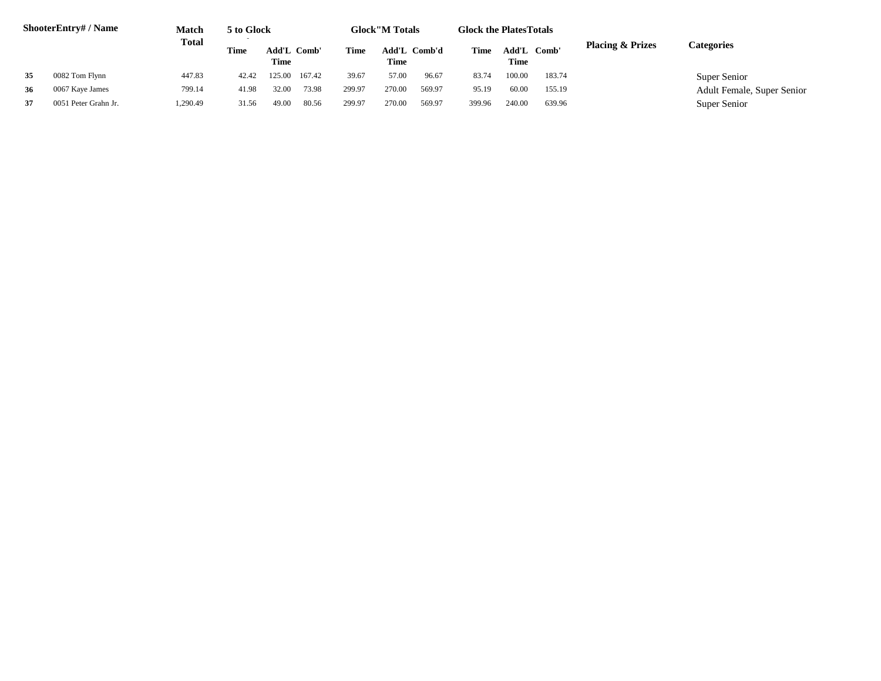| Shooter | Entry# / Name | Match Total | 5 to Glock | | | Glock"M Totals | | | Glock the Plates Totals | | | Placing & Prizes | Categories |
|---|---|---|---|---|---|---|---|---|---|---|---|---|---|
| | | | Time | Add'L Time | Comb' | Time | Add'L Time | Comb'd | Time | Add'L Time | Comb' | | |
| 35 | 0082 Tom Flynn | 447.83 | 42.42 | 125.00 | 167.42 | 39.67 | 57.00 | 96.67 | 83.74 | 100.00 | 183.74 | | Super Senior |
| 36 | 0067 Kaye James | 799.14 | 41.98 | 32.00 | 73.98 | 299.97 | 270.00 | 569.97 | 95.19 | 60.00 | 155.19 | | Adult Female, Super Senior |
| 37 | 0051 Peter Grahn Jr. | 1,290.49 | 31.56 | 49.00 | 80.56 | 299.97 | 270.00 | 569.97 | 399.96 | 240.00 | 639.96 | | Super Senior |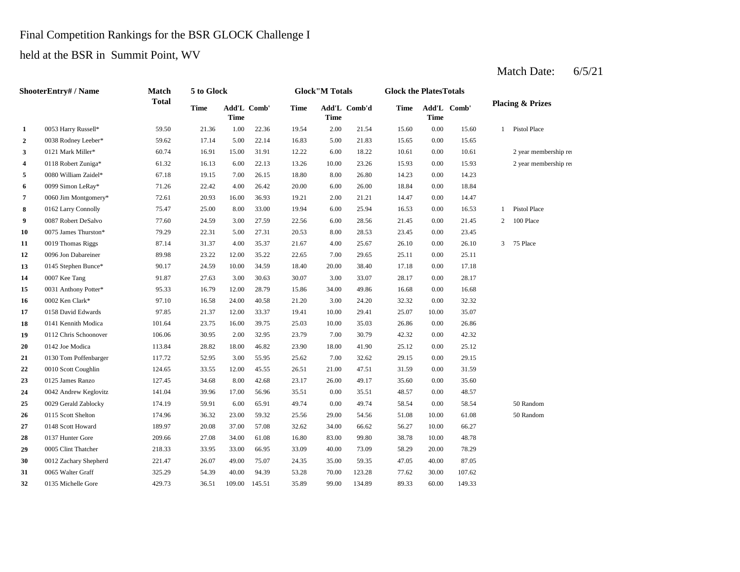Final Competition Rankings for the BSR GLOCK Challenge I

held at the BSR in Summit Point, WV

Match Date: 6/5/21

| | ShooterEntry# / Name | Match Total | 5 to Glock | | | Glock"M Totals | | | Glock the PlatesTotals | | | Placing & Prizes | |
|---|---|---|---|---|---|---|---|---|---|---|---|---|---|
| | | | Time | Add'L Time | Comb' | Time | Add'L Time | Comb'd | Time | Add'L Time | Comb' | | |
| **1** | 0053 Harry Russell* | 59.50 | 21.36 | 1.00 | 22.36 | 19.54 | 2.00 | 21.54 | 15.60 | 0.00 | 15.60 | 1 | Pistol Place |
| **2** | 0038 Rodney Leeber* | 59.62 | 17.14 | 5.00 | 22.14 | 16.83 | 5.00 | 21.83 | 15.65 | 0.00 | 15.65 | | |
| **3** | 0121 Mark Miller* | 60.74 | 16.91 | 15.00 | 31.91 | 12.22 | 6.00 | 18.22 | 10.61 | 0.00 | 10.61 | | 2 year membership re |
| **4** | 0118 Robert Zuniga* | 61.32 | 16.13 | 6.00 | 22.13 | 13.26 | 10.00 | 23.26 | 15.93 | 0.00 | 15.93 | | 2 year membership re |
| **5** | 0080 William Zaidel* | 67.18 | 19.15 | 7.00 | 26.15 | 18.80 | 8.00 | 26.80 | 14.23 | 0.00 | 14.23 | | |
| **6** | 0099 Simon LeRay* | 71.26 | 22.42 | 4.00 | 26.42 | 20.00 | 6.00 | 26.00 | 18.84 | 0.00 | 18.84 | | |
| **7** | 0060 Jim Montgomery* | 72.61 | 20.93 | 16.00 | 36.93 | 19.21 | 2.00 | 21.21 | 14.47 | 0.00 | 14.47 | | |
| **8** | 0162 Larry Connolly | 75.47 | 25.00 | 8.00 | 33.00 | 19.94 | 6.00 | 25.94 | 16.53 | 0.00 | 16.53 | 1 | Pistol Place |
| **9** | 0087 Robert DeSalvo | 77.60 | 24.59 | 3.00 | 27.59 | 22.56 | 6.00 | 28.56 | 21.45 | 0.00 | 21.45 | 2 | 100 Place |
| **10** | 0075 James Thurston* | 79.29 | 22.31 | 5.00 | 27.31 | 20.53 | 8.00 | 28.53 | 23.45 | 0.00 | 23.45 | | |
| **11** | 0019 Thomas Riggs | 87.14 | 31.37 | 4.00 | 35.37 | 21.67 | 4.00 | 25.67 | 26.10 | 0.00 | 26.10 | 3 | 75 Place |
| **12** | 0096 Jon Dabareiner | 89.98 | 23.22 | 12.00 | 35.22 | 22.65 | 7.00 | 29.65 | 25.11 | 0.00 | 25.11 | | |
| **13** | 0145 Stephen Bunce* | 90.17 | 24.59 | 10.00 | 34.59 | 18.40 | 20.00 | 38.40 | 17.18 | 0.00 | 17.18 | | |
| **14** | 0007 Kee Tang | 91.87 | 27.63 | 3.00 | 30.63 | 30.07 | 3.00 | 33.07 | 28.17 | 0.00 | 28.17 | | |
| **15** | 0031 Anthony Potter* | 95.33 | 16.79 | 12.00 | 28.79 | 15.86 | 34.00 | 49.86 | 16.68 | 0.00 | 16.68 | | |
| **16** | 0002 Ken Clark* | 97.10 | 16.58 | 24.00 | 40.58 | 21.20 | 3.00 | 24.20 | 32.32 | 0.00 | 32.32 | | |
| **17** | 0158 David Edwards | 97.85 | 21.37 | 12.00 | 33.37 | 19.41 | 10.00 | 29.41 | 25.07 | 10.00 | 35.07 | | |
| **18** | 0141 Kennith Modica | 101.64 | 23.75 | 16.00 | 39.75 | 25.03 | 10.00 | 35.03 | 26.86 | 0.00 | 26.86 | | |
| **19** | 0112 Chris Schoonover | 106.06 | 30.95 | 2.00 | 32.95 | 23.79 | 7.00 | 30.79 | 42.32 | 0.00 | 42.32 | | |
| **20** | 0142 Joe Modica | 113.84 | 28.82 | 18.00 | 46.82 | 23.90 | 18.00 | 41.90 | 25.12 | 0.00 | 25.12 | | |
| **21** | 0130 Tom Poffenbarger | 117.72 | 52.95 | 3.00 | 55.95 | 25.62 | 7.00 | 32.62 | 29.15 | 0.00 | 29.15 | | |
| **22** | 0010 Scott Coughlin | 124.65 | 33.55 | 12.00 | 45.55 | 26.51 | 21.00 | 47.51 | 31.59 | 0.00 | 31.59 | | |
| **23** | 0125 James Ranzo | 127.45 | 34.68 | 8.00 | 42.68 | 23.17 | 26.00 | 49.17 | 35.60 | 0.00 | 35.60 | | |
| **24** | 0042 Andrew Keglovitz | 141.04 | 39.96 | 17.00 | 56.96 | 35.51 | 0.00 | 35.51 | 48.57 | 0.00 | 48.57 | | |
| **25** | 0029 Gerald Zablocky | 174.19 | 59.91 | 6.00 | 65.91 | 49.74 | 0.00 | 49.74 | 58.54 | 0.00 | 58.54 | | 50 Random |
| **26** | 0115 Scott Shelton | 174.96 | 36.32 | 23.00 | 59.32 | 25.56 | 29.00 | 54.56 | 51.08 | 10.00 | 61.08 | | 50 Random |
| **27** | 0148 Scott Howard | 189.97 | 20.08 | 37.00 | 57.08 | 32.62 | 34.00 | 66.62 | 56.27 | 10.00 | 66.27 | | |
| **28** | 0137 Hunter Gore | 209.66 | 27.08 | 34.00 | 61.08 | 16.80 | 83.00 | 99.80 | 38.78 | 10.00 | 48.78 | | |
| **29** | 0005 Clint Thatcher | 218.33 | 33.95 | 33.00 | 66.95 | 33.09 | 40.00 | 73.09 | 58.29 | 20.00 | 78.29 | | |
| **30** | 0012 Zachary Shepherd | 221.47 | 26.07 | 49.00 | 75.07 | 24.35 | 35.00 | 59.35 | 47.05 | 40.00 | 87.05 | | |
| **31** | 0065 Walter Graff | 325.29 | 54.39 | 40.00 | 94.39 | 53.28 | 70.00 | 123.28 | 77.62 | 30.00 | 107.62 | | |
| **32** | 0135 Michelle Gore | 429.73 | 36.51 | 109.00 | 145.51 | 35.89 | 99.00 | 134.89 | 89.33 | 60.00 | 149.33 | | |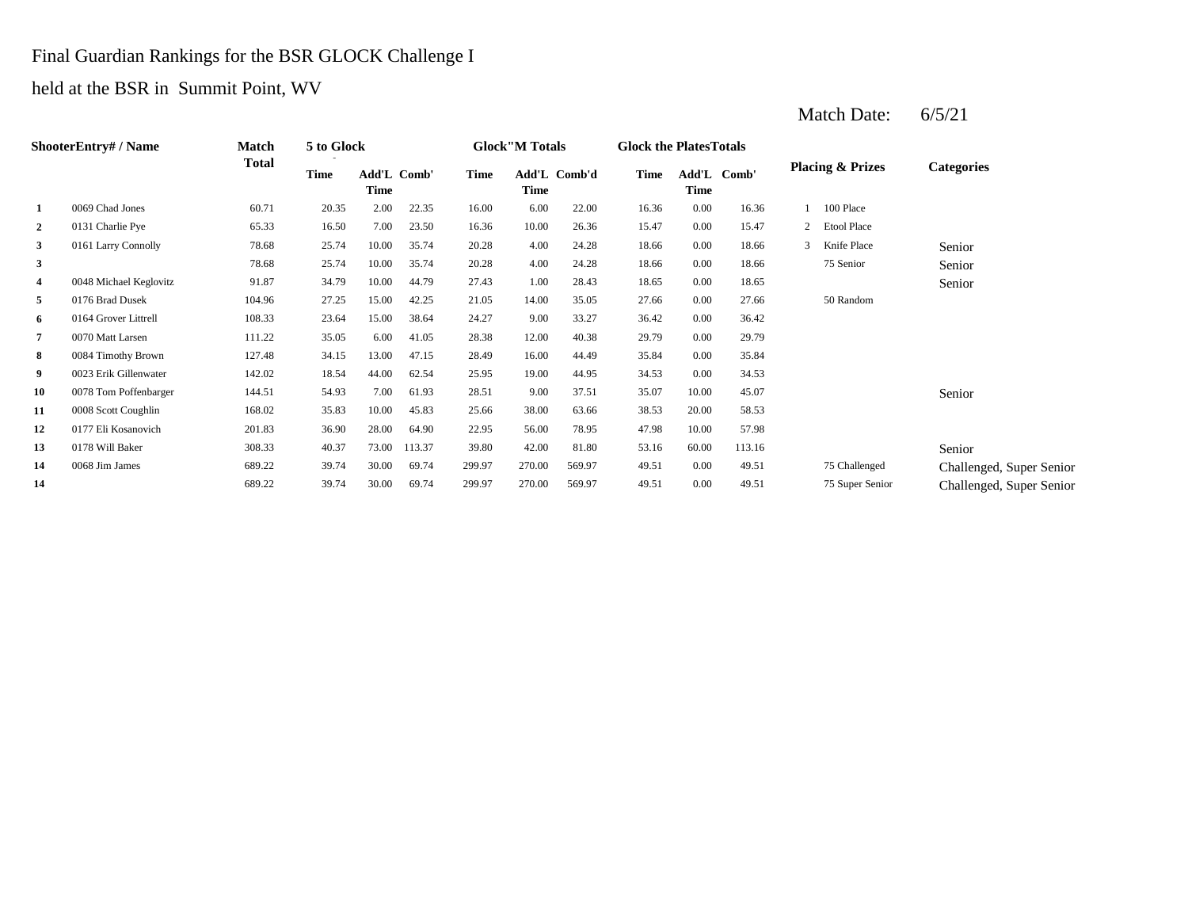Final Guardian Rankings for the BSR GLOCK Challenge I

held at the BSR in Summit Point, WV

Match Date: 6/5/21

| Shooter | Entry# / Name | Match Total | 5 to Glock | | | Glock"M Totals | | | Glock the Plates Totals | | | Placing & Prizes | | Categories |
|---|---|---|---|---|---|---|---|---|---|---|---|---|---|---|
| | | | Time | Add'L Time | Comb' | Time | Add'L Time | Comb'd | Time | Add'L Time | Comb' | | | |
| **1** | 0069 Chad Jones | 60.71 | 20.35 | 2.00 | 22.35 | 16.00 | 6.00 | 22.00 | 16.36 | 0.00 | 16.36 | 1 | 100 Place | |
| **2** | 0131 Charlie Pye | 65.33 | 16.50 | 7.00 | 23.50 | 16.36 | 10.00 | 26.36 | 15.47 | 0.00 | 15.47 | 2 | Etool Place | |
| **3** | 0161 Larry Connolly | 78.68 | 25.74 | 10.00 | 35.74 | 20.28 | 4.00 | 24.28 | 18.66 | 0.00 | 18.66 | 3 | Knife Place | Senior |
| **3** | | 78.68 | 25.74 | 10.00 | 35.74 | 20.28 | 4.00 | 24.28 | 18.66 | 0.00 | 18.66 | | 75 Senior | Senior |
| **4** | 0048 Michael Keglovitz | 91.87 | 34.79 | 10.00 | 44.79 | 27.43 | 1.00 | 28.43 | 18.65 | 0.00 | 18.65 | | | Senior |
| **5** | 0176 Brad Dusek | 104.96 | 27.25 | 15.00 | 42.25 | 21.05 | 14.00 | 35.05 | 27.66 | 0.00 | 27.66 | | 50 Random | |
| **6** | 0164 Grover Littrell | 108.33 | 23.64 | 15.00 | 38.64 | 24.27 | 9.00 | 33.27 | 36.42 | 0.00 | 36.42 | | | |
| **7** | 0070 Matt Larsen | 111.22 | 35.05 | 6.00 | 41.05 | 28.38 | 12.00 | 40.38 | 29.79 | 0.00 | 29.79 | | | |
| **8** | 0084 Timothy Brown | 127.48 | 34.15 | 13.00 | 47.15 | 28.49 | 16.00 | 44.49 | 35.84 | 0.00 | 35.84 | | | |
| **9** | 0023 Erik Gillenwater | 142.02 | 18.54 | 44.00 | 62.54 | 25.95 | 19.00 | 44.95 | 34.53 | 0.00 | 34.53 | | | |
| **10** | 0078 Tom Poffenbarger | 144.51 | 54.93 | 7.00 | 61.93 | 28.51 | 9.00 | 37.51 | 35.07 | 10.00 | 45.07 | | | Senior |
| **11** | 0008 Scott Coughlin | 168.02 | 35.83 | 10.00 | 45.83 | 25.66 | 38.00 | 63.66 | 38.53 | 20.00 | 58.53 | | | |
| **12** | 0177 Eli Kosanovich | 201.83 | 36.90 | 28.00 | 64.90 | 22.95 | 56.00 | 78.95 | 47.98 | 10.00 | 57.98 | | | |
| **13** | 0178 Will Baker | 308.33 | 40.37 | 73.00 | 113.37 | 39.80 | 42.00 | 81.80 | 53.16 | 60.00 | 113.16 | | | Senior |
| **14** | 0068 Jim James | 689.22 | 39.74 | 30.00 | 69.74 | 299.97 | 270.00 | 569.97 | 49.51 | 0.00 | 49.51 | | 75 Challenged | Challenged, Super Senior |
| **14** | | 689.22 | 39.74 | 30.00 | 69.74 | 299.97 | 270.00 | 569.97 | 49.51 | 0.00 | 49.51 | | 75 Super Senior | Challenged, Super Senior |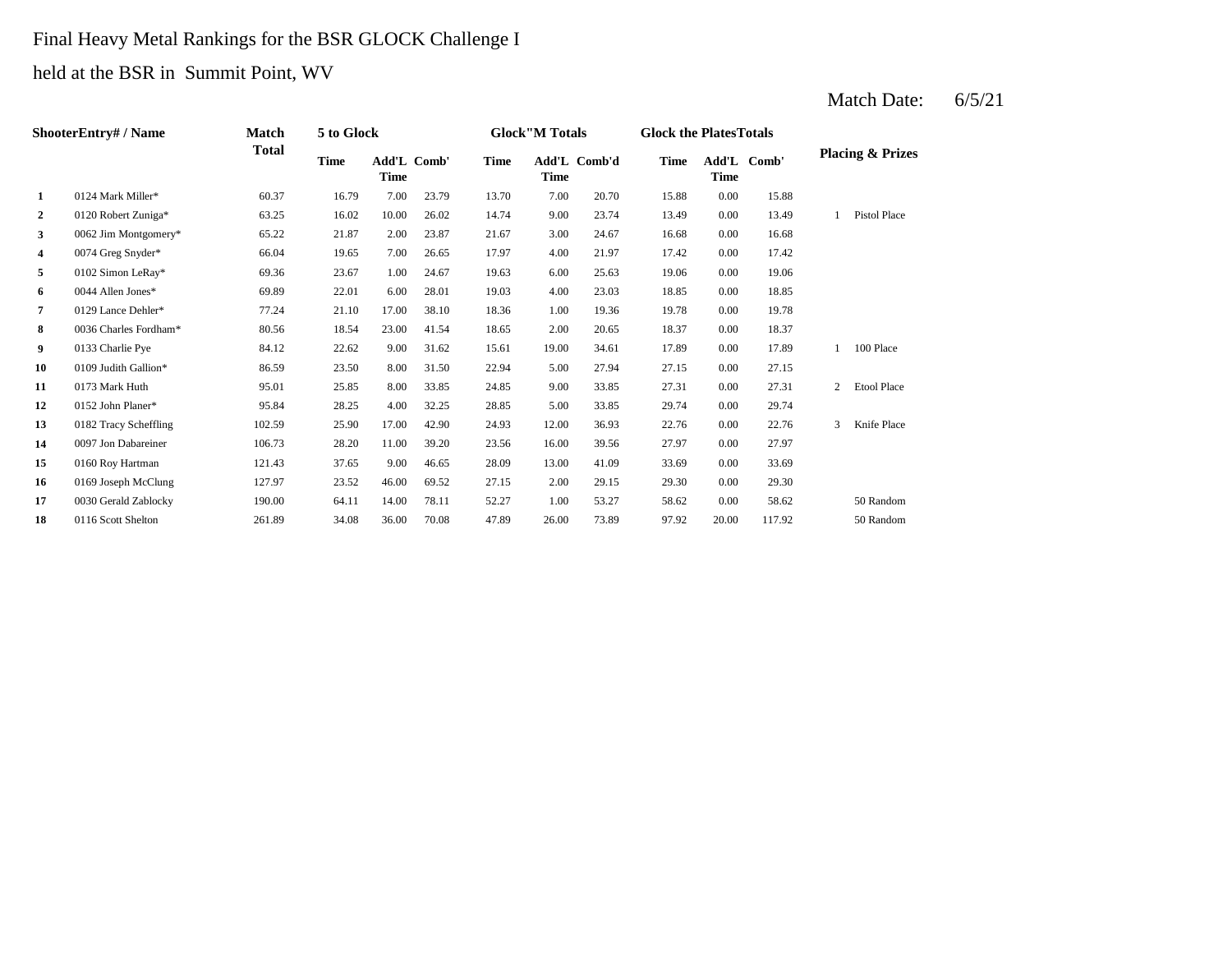Final Heavy Metal Rankings for the BSR GLOCK Challenge I

held at the BSR in Summit Point, WV

Match Date: 6/5/21

| | ShooterEntry# / Name | Match Total | 5 to Glock | | | Glock"M Totals | | | Glock the PlatesTotals | | | Placing & Prizes | |
|---|---|---|---|---|---|---|---|---|---|---|---|---|---|
| | | | Time | Add'L Time | Comb' | Time | Add'L Time | Comb'd | Time | Add'L Time | Comb' | | |
| 1 | 0124 Mark Miller* | 60.37 | 16.79 | 7.00 | 23.79 | 13.70 | 7.00 | 20.70 | 15.88 | 0.00 | 15.88 | | |
| 2 | 0120 Robert Zuniga* | 63.25 | 16.02 | 10.00 | 26.02 | 14.74 | 9.00 | 23.74 | 13.49 | 0.00 | 13.49 | 1 | Pistol Place |
| 3 | 0062 Jim Montgomery* | 65.22 | 21.87 | 2.00 | 23.87 | 21.67 | 3.00 | 24.67 | 16.68 | 0.00 | 16.68 | | |
| 4 | 0074 Greg Snyder* | 66.04 | 19.65 | 7.00 | 26.65 | 17.97 | 4.00 | 21.97 | 17.42 | 0.00 | 17.42 | | |
| 5 | 0102 Simon LeRay* | 69.36 | 23.67 | 1.00 | 24.67 | 19.63 | 6.00 | 25.63 | 19.06 | 0.00 | 19.06 | | |
| 6 | 0044 Allen Jones* | 69.89 | 22.01 | 6.00 | 28.01 | 19.03 | 4.00 | 23.03 | 18.85 | 0.00 | 18.85 | | |
| 7 | 0129 Lance Dehler* | 77.24 | 21.10 | 17.00 | 38.10 | 18.36 | 1.00 | 19.36 | 19.78 | 0.00 | 19.78 | | |
| 8 | 0036 Charles Fordham* | 80.56 | 18.54 | 23.00 | 41.54 | 18.65 | 2.00 | 20.65 | 18.37 | 0.00 | 18.37 | | |
| 9 | 0133 Charlie Pye | 84.12 | 22.62 | 9.00 | 31.62 | 15.61 | 19.00 | 34.61 | 17.89 | 0.00 | 17.89 | 1 | 100 Place |
| 10 | 0109 Judith Gallion* | 86.59 | 23.50 | 8.00 | 31.50 | 22.94 | 5.00 | 27.94 | 27.15 | 0.00 | 27.15 | | |
| 11 | 0173 Mark Huth | 95.01 | 25.85 | 8.00 | 33.85 | 24.85 | 9.00 | 33.85 | 27.31 | 0.00 | 27.31 | 2 | Etool Place |
| 12 | 0152 John Planer* | 95.84 | 28.25 | 4.00 | 32.25 | 28.85 | 5.00 | 33.85 | 29.74 | 0.00 | 29.74 | | |
| 13 | 0182 Tracy Scheffling | 102.59 | 25.90 | 17.00 | 42.90 | 24.93 | 12.00 | 36.93 | 22.76 | 0.00 | 22.76 | 3 | Knife Place |
| 14 | 0097 Jon Dabareiner | 106.73 | 28.20 | 11.00 | 39.20 | 23.56 | 16.00 | 39.56 | 27.97 | 0.00 | 27.97 | | |
| 15 | 0160 Roy Hartman | 121.43 | 37.65 | 9.00 | 46.65 | 28.09 | 13.00 | 41.09 | 33.69 | 0.00 | 33.69 | | |
| 16 | 0169 Joseph McClung | 127.97 | 23.52 | 46.00 | 69.52 | 27.15 | 2.00 | 29.15 | 29.30 | 0.00 | 29.30 | | |
| 17 | 0030 Gerald Zablocky | 190.00 | 64.11 | 14.00 | 78.11 | 52.27 | 1.00 | 53.27 | 58.62 | 0.00 | 58.62 | | 50 Random |
| 18 | 0116 Scott Shelton | 261.89 | 34.08 | 36.00 | 70.08 | 47.89 | 26.00 | 73.89 | 97.92 | 20.00 | 117.92 | | 50 Random |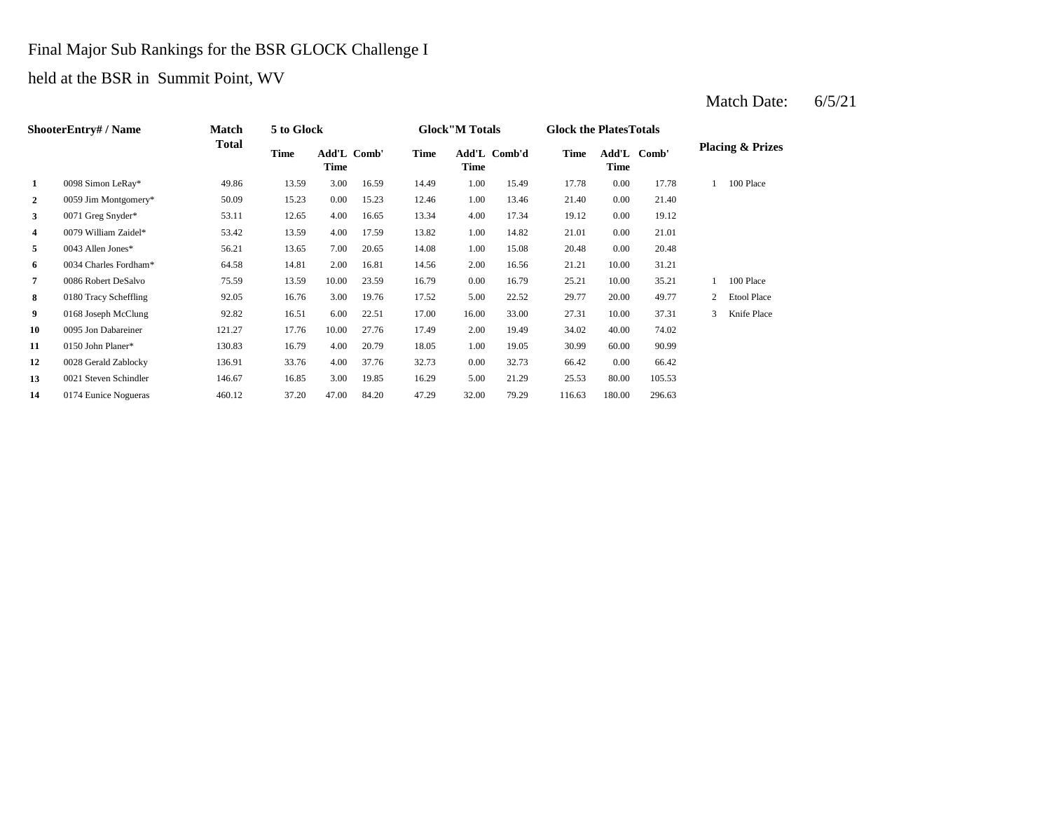Final Major Sub Rankings for the BSR GLOCK Challenge I

held at the BSR in Summit Point, WV

Match Date: 6/5/21

| Shooter | Entry# / Name | Match Total | 5 to Glock | | | Glock"M Totals | | | Glock the Plates Totals | | | Placing & Prizes | |
|---|---|---|---|---|---|---|---|---|---|---|---|---|---|
| | | | Time | Add'L Time | Comb' | Time | Add'L Time | Comb'd | Time | Add'L Time | Comb' | | |
| 1 | 0098 Simon LeRay* | 49.86 | 13.59 | 3.00 | 16.59 | 14.49 | 1.00 | 15.49 | 17.78 | 0.00 | 17.78 | 1 | 100 Place |
| 2 | 0059 Jim Montgomery* | 50.09 | 15.23 | 0.00 | 15.23 | 12.46 | 1.00 | 13.46 | 21.40 | 0.00 | 21.40 | | |
| 3 | 0071 Greg Snyder* | 53.11 | 12.65 | 4.00 | 16.65 | 13.34 | 4.00 | 17.34 | 19.12 | 0.00 | 19.12 | | |
| 4 | 0079 William Zaidel* | 53.42 | 13.59 | 4.00 | 17.59 | 13.82 | 1.00 | 14.82 | 21.01 | 0.00 | 21.01 | | |
| 5 | 0043 Allen Jones* | 56.21 | 13.65 | 7.00 | 20.65 | 14.08 | 1.00 | 15.08 | 20.48 | 0.00 | 20.48 | | |
| 6 | 0034 Charles Fordham* | 64.58 | 14.81 | 2.00 | 16.81 | 14.56 | 2.00 | 16.56 | 21.21 | 10.00 | 31.21 | | |
| 7 | 0086 Robert DeSalvo | 75.59 | 13.59 | 10.00 | 23.59 | 16.79 | 0.00 | 16.79 | 25.21 | 10.00 | 35.21 | 1 | 100 Place |
| 8 | 0180 Tracy Scheffling | 92.05 | 16.76 | 3.00 | 19.76 | 17.52 | 5.00 | 22.52 | 29.77 | 20.00 | 49.77 | 2 | Etool Place |
| 9 | 0168 Joseph McClung | 92.82 | 16.51 | 6.00 | 22.51 | 17.00 | 16.00 | 33.00 | 27.31 | 10.00 | 37.31 | 3 | Knife Place |
| 10 | 0095 Jon Dabareiner | 121.27 | 17.76 | 10.00 | 27.76 | 17.49 | 2.00 | 19.49 | 34.02 | 40.00 | 74.02 | | |
| 11 | 0150 John Planer* | 130.83 | 16.79 | 4.00 | 20.79 | 18.05 | 1.00 | 19.05 | 30.99 | 60.00 | 90.99 | | |
| 12 | 0028 Gerald Zablocky | 136.91 | 33.76 | 4.00 | 37.76 | 32.73 | 0.00 | 32.73 | 66.42 | 0.00 | 66.42 | | |
| 13 | 0021 Steven Schindler | 146.67 | 16.85 | 3.00 | 19.85 | 16.29 | 5.00 | 21.29 | 25.53 | 80.00 | 105.53 | | |
| 14 | 0174 Eunice Nogueras | 460.12 | 37.20 | 47.00 | 84.20 | 47.29 | 32.00 | 79.29 | 116.63 | 180.00 | 296.63 | | |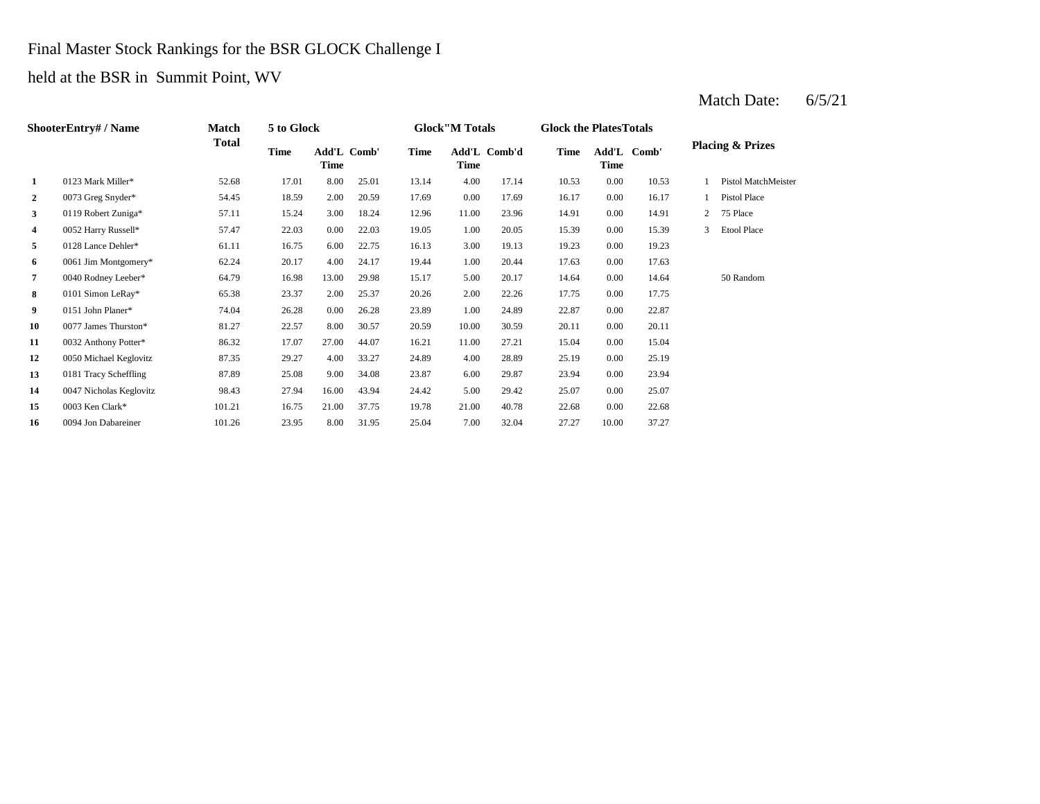Final Master Stock Rankings for the BSR GLOCK Challenge I

held at the BSR in Summit Point, WV

Match Date: 6/5/21

| | ShooterEntry# / Name | Match Total | 5 to Glock | | | Glock"M Totals | | | Glock the PlatesTotals | | | Placing & Prizes | |
|---|---|---|---|---|---|---|---|---|---|---|---|---|---|
| | | | Time | Add'L Time | Comb' | Time | Add'L Time | Comb'd | Time | Add'L Time | Comb' | | |
| **1** | 0123 Mark Miller* | 52.68 | 17.01 | 8.00 | 25.01 | 13.14 | 4.00 | 17.14 | 10.53 | 0.00 | 10.53 | 1 | Pistol MatchMeister |
| **2** | 0073 Greg Snyder* | 54.45 | 18.59 | 2.00 | 20.59 | 17.69 | 0.00 | 17.69 | 16.17 | 0.00 | 16.17 | 1 | Pistol Place |
| **3** | 0119 Robert Zuniga* | 57.11 | 15.24 | 3.00 | 18.24 | 12.96 | 11.00 | 23.96 | 14.91 | 0.00 | 14.91 | 2 | 75 Place |
| **4** | 0052 Harry Russell* | 57.47 | 22.03 | 0.00 | 22.03 | 19.05 | 1.00 | 20.05 | 15.39 | 0.00 | 15.39 | 3 | Etool Place |
| **5** | 0128 Lance Dehler* | 61.11 | 16.75 | 6.00 | 22.75 | 16.13 | 3.00 | 19.13 | 19.23 | 0.00 | 19.23 | | |
| **6** | 0061 Jim Montgomery* | 62.24 | 20.17 | 4.00 | 24.17 | 19.44 | 1.00 | 20.44 | 17.63 | 0.00 | 17.63 | | |
| **7** | 0040 Rodney Leeber* | 64.79 | 16.98 | 13.00 | 29.98 | 15.17 | 5.00 | 20.17 | 14.64 | 0.00 | 14.64 | | 50 Random |
| **8** | 0101 Simon LeRay* | 65.38 | 23.37 | 2.00 | 25.37 | 20.26 | 2.00 | 22.26 | 17.75 | 0.00 | 17.75 | | |
| **9** | 0151 John Planer* | 74.04 | 26.28 | 0.00 | 26.28 | 23.89 | 1.00 | 24.89 | 22.87 | 0.00 | 22.87 | | |
| **10** | 0077 James Thurston* | 81.27 | 22.57 | 8.00 | 30.57 | 20.59 | 10.00 | 30.59 | 20.11 | 0.00 | 20.11 | | |
| **11** | 0032 Anthony Potter* | 86.32 | 17.07 | 27.00 | 44.07 | 16.21 | 11.00 | 27.21 | 15.04 | 0.00 | 15.04 | | |
| **12** | 0050 Michael Keglovitz | 87.35 | 29.27 | 4.00 | 33.27 | 24.89 | 4.00 | 28.89 | 25.19 | 0.00 | 25.19 | | |
| **13** | 0181 Tracy Scheffling | 87.89 | 25.08 | 9.00 | 34.08 | 23.87 | 6.00 | 29.87 | 23.94 | 0.00 | 23.94 | | |
| **14** | 0047 Nicholas Keglovitz | 98.43 | 27.94 | 16.00 | 43.94 | 24.42 | 5.00 | 29.42 | 25.07 | 0.00 | 25.07 | | |
| **15** | 0003 Ken Clark* | 101.21 | 16.75 | 21.00 | 37.75 | 19.78 | 21.00 | 40.78 | 22.68 | 0.00 | 22.68 | | |
| **16** | 0094 Jon Dabareiner | 101.26 | 23.95 | 8.00 | 31.95 | 25.04 | 7.00 | 32.04 | 27.27 | 10.00 | 37.27 | | |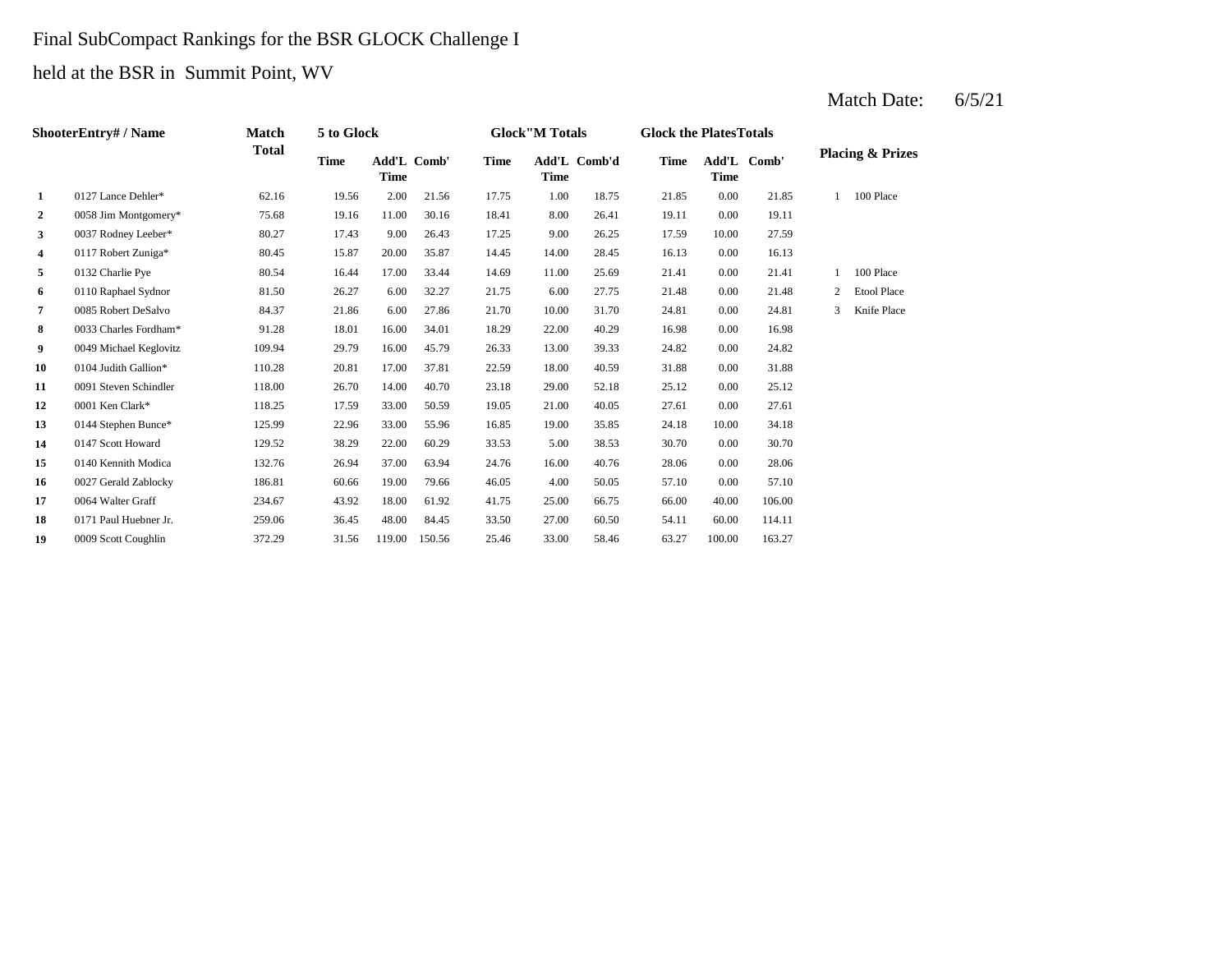Final SubCompact Rankings for the BSR GLOCK Challenge I

held at the BSR in Summit Point, WV

Match Date: 6/5/21

| Shooter | Entry# / Name | Match Total | 5 to Glock | | | Glock"M Totals | | | Glock the Plates Totals | | | Placing & Prizes | |
|---|---|---|---|---|---|---|---|---|---|---|---|---|---|
| | | | Time | Add'L Time | Comb' | Time | Add'L Time | Comb'd | Time | Add'L Time | Comb' | | |
| 1 | 0127 Lance Dehler* | 62.16 | 19.56 | 2.00 | 21.56 | 17.75 | 1.00 | 18.75 | 21.85 | 0.00 | 21.85 | 1 | 100 Place |
| 2 | 0058 Jim Montgomery* | 75.68 | 19.16 | 11.00 | 30.16 | 18.41 | 8.00 | 26.41 | 19.11 | 0.00 | 19.11 | | |
| 3 | 0037 Rodney Leeber* | 80.27 | 17.43 | 9.00 | 26.43 | 17.25 | 9.00 | 26.25 | 17.59 | 10.00 | 27.59 | | |
| 4 | 0117 Robert Zuniga* | 80.45 | 15.87 | 20.00 | 35.87 | 14.45 | 14.00 | 28.45 | 16.13 | 0.00 | 16.13 | | |
| 5 | 0132 Charlie Pye | 80.54 | 16.44 | 17.00 | 33.44 | 14.69 | 11.00 | 25.69 | 21.41 | 0.00 | 21.41 | 1 | 100 Place |
| 6 | 0110 Raphael Sydnor | 81.50 | 26.27 | 6.00 | 32.27 | 21.75 | 6.00 | 27.75 | 21.48 | 0.00 | 21.48 | 2 | Etool Place |
| 7 | 0085 Robert DeSalvo | 84.37 | 21.86 | 6.00 | 27.86 | 21.70 | 10.00 | 31.70 | 24.81 | 0.00 | 24.81 | 3 | Knife Place |
| 8 | 0033 Charles Fordham* | 91.28 | 18.01 | 16.00 | 34.01 | 18.29 | 22.00 | 40.29 | 16.98 | 0.00 | 16.98 | | |
| 9 | 0049 Michael Keglovitz | 109.94 | 29.79 | 16.00 | 45.79 | 26.33 | 13.00 | 39.33 | 24.82 | 0.00 | 24.82 | | |
| 10 | 0104 Judith Gallion* | 110.28 | 20.81 | 17.00 | 37.81 | 22.59 | 18.00 | 40.59 | 31.88 | 0.00 | 31.88 | | |
| 11 | 0091 Steven Schindler | 118.00 | 26.70 | 14.00 | 40.70 | 23.18 | 29.00 | 52.18 | 25.12 | 0.00 | 25.12 | | |
| 12 | 0001 Ken Clark* | 118.25 | 17.59 | 33.00 | 50.59 | 19.05 | 21.00 | 40.05 | 27.61 | 0.00 | 27.61 | | |
| 13 | 0144 Stephen Bunce* | 125.99 | 22.96 | 33.00 | 55.96 | 16.85 | 19.00 | 35.85 | 24.18 | 10.00 | 34.18 | | |
| 14 | 0147 Scott Howard | 129.52 | 38.29 | 22.00 | 60.29 | 33.53 | 5.00 | 38.53 | 30.70 | 0.00 | 30.70 | | |
| 15 | 0140 Kennith Modica | 132.76 | 26.94 | 37.00 | 63.94 | 24.76 | 16.00 | 40.76 | 28.06 | 0.00 | 28.06 | | |
| 16 | 0027 Gerald Zablocky | 186.81 | 60.66 | 19.00 | 79.66 | 46.05 | 4.00 | 50.05 | 57.10 | 0.00 | 57.10 | | |
| 17 | 0064 Walter Graff | 234.67 | 43.92 | 18.00 | 61.92 | 41.75 | 25.00 | 66.75 | 66.00 | 40.00 | 106.00 | | |
| 18 | 0171 Paul Huebner Jr. | 259.06 | 36.45 | 48.00 | 84.45 | 33.50 | 27.00 | 60.50 | 54.11 | 60.00 | 114.11 | | |
| 19 | 0009 Scott Coughlin | 372.29 | 31.56 | 119.00 | 150.56 | 25.46 | 33.00 | 58.46 | 63.27 | 100.00 | 163.27 | | |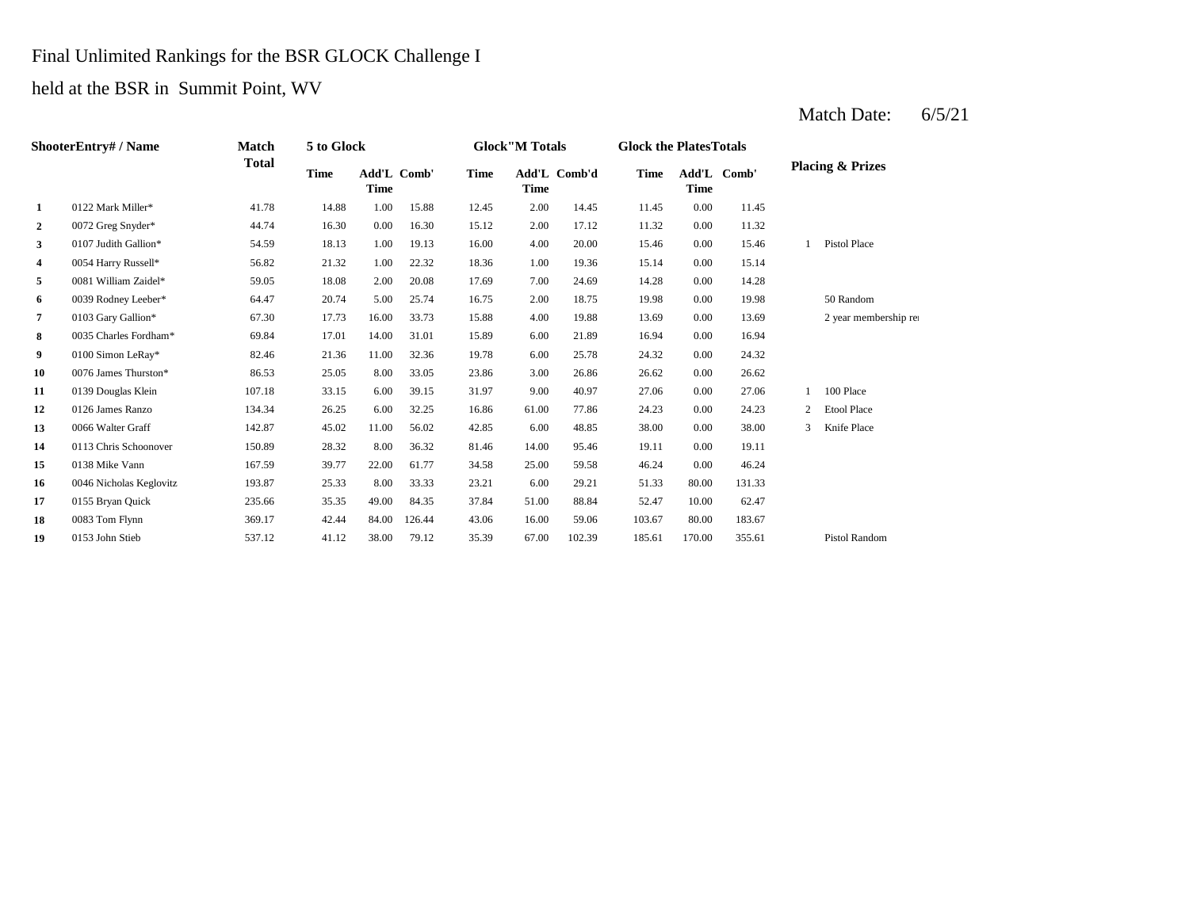Final Unlimited Rankings for the BSR GLOCK Challenge I

held at the BSR in Summit Point, WV

Match Date: 6/5/21

| | Shooter Entry# / Name | Match Total | 5 to Glock | | | Glock"M Totals | | | Glock the Plates Totals | | | Placing & Prizes | |
|---|---|---|---|---|---|---|---|---|---|---|---|---|---|
| | | | Time | Add'L Time | Comb' | Time | Add'L Time | Comb'd | Time | Add'L Time | Comb' | | |
| 1 | 0122 Mark Miller* | 41.78 | 14.88 | 1.00 | 15.88 | 12.45 | 2.00 | 14.45 | 11.45 | 0.00 | 11.45 | | |
| 2 | 0072 Greg Snyder* | 44.74 | 16.30 | 0.00 | 16.30 | 15.12 | 2.00 | 17.12 | 11.32 | 0.00 | 11.32 | | |
| 3 | 0107 Judith Gallion* | 54.59 | 18.13 | 1.00 | 19.13 | 16.00 | 4.00 | 20.00 | 15.46 | 0.00 | 15.46 | 1 | Pistol Place |
| 4 | 0054 Harry Russell* | 56.82 | 21.32 | 1.00 | 22.32 | 18.36 | 1.00 | 19.36 | 15.14 | 0.00 | 15.14 | | |
| 5 | 0081 William Zaidel* | 59.05 | 18.08 | 2.00 | 20.08 | 17.69 | 7.00 | 24.69 | 14.28 | 0.00 | 14.28 | | |
| 6 | 0039 Rodney Leeber* | 64.47 | 20.74 | 5.00 | 25.74 | 16.75 | 2.00 | 18.75 | 19.98 | 0.00 | 19.98 | | 50 Random |
| 7 | 0103 Gary Gallion* | 67.30 | 17.73 | 16.00 | 33.73 | 15.88 | 4.00 | 19.88 | 13.69 | 0.00 | 13.69 | | 2 year membership re |
| 8 | 0035 Charles Fordham* | 69.84 | 17.01 | 14.00 | 31.01 | 15.89 | 6.00 | 21.89 | 16.94 | 0.00 | 16.94 | | |
| 9 | 0100 Simon LeRay* | 82.46 | 21.36 | 11.00 | 32.36 | 19.78 | 6.00 | 25.78 | 24.32 | 0.00 | 24.32 | | |
| 10 | 0076 James Thurston* | 86.53 | 25.05 | 8.00 | 33.05 | 23.86 | 3.00 | 26.86 | 26.62 | 0.00 | 26.62 | | |
| 11 | 0139 Douglas Klein | 107.18 | 33.15 | 6.00 | 39.15 | 31.97 | 9.00 | 40.97 | 27.06 | 0.00 | 27.06 | 1 | 100 Place |
| 12 | 0126 James Ranzo | 134.34 | 26.25 | 6.00 | 32.25 | 16.86 | 61.00 | 77.86 | 24.23 | 0.00 | 24.23 | 2 | Etool Place |
| 13 | 0066 Walter Graff | 142.87 | 45.02 | 11.00 | 56.02 | 42.85 | 6.00 | 48.85 | 38.00 | 0.00 | 38.00 | 3 | Knife Place |
| 14 | 0113 Chris Schoonover | 150.89 | 28.32 | 8.00 | 36.32 | 81.46 | 14.00 | 95.46 | 19.11 | 0.00 | 19.11 | | |
| 15 | 0138 Mike Vann | 167.59 | 39.77 | 22.00 | 61.77 | 34.58 | 25.00 | 59.58 | 46.24 | 0.00 | 46.24 | | |
| 16 | 0046 Nicholas Keglovitz | 193.87 | 25.33 | 8.00 | 33.33 | 23.21 | 6.00 | 29.21 | 51.33 | 80.00 | 131.33 | | |
| 17 | 0155 Bryan Quick | 235.66 | 35.35 | 49.00 | 84.35 | 37.84 | 51.00 | 88.84 | 52.47 | 10.00 | 62.47 | | |
| 18 | 0083 Tom Flynn | 369.17 | 42.44 | 84.00 | 126.44 | 43.06 | 16.00 | 59.06 | 103.67 | 80.00 | 183.67 | | |
| 19 | 0153 John Stieb | 537.12 | 41.12 | 38.00 | 79.12 | 35.39 | 67.00 | 102.39 | 185.61 | 170.00 | 355.61 | | Pistol Random |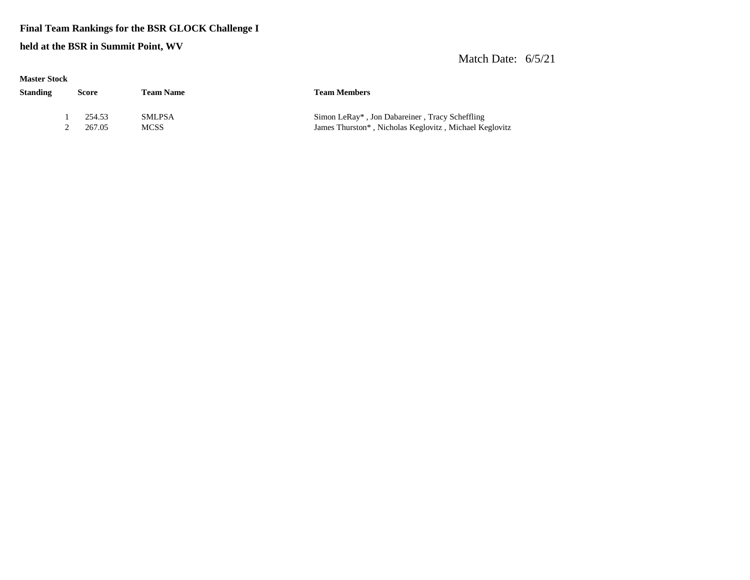**Final Team Rankings for the BSR GLOCK Challenge I**

**held at the BSR in Summit Point, WV**

Match Date: 6/5/21

**Master Stock**

| Standing | Score | Team Name | Team Members |
|---|---|---|---|
| 1 | 254.53 | SMLPSA | Simon LeRay* , Jon Dabareiner , Tracy Scheffling |
| 2 | 267.05 | MCSS | James Thurston* , Nicholas Keglovitz , Michael Keglovitz |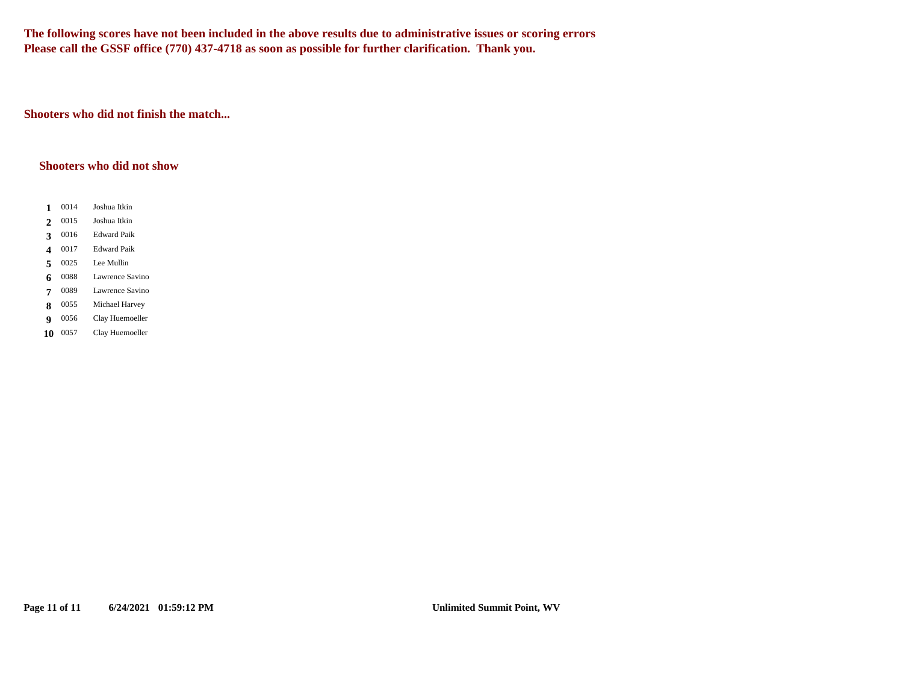**The following scores have not been included in the above results due to administrative issues or scoring errors**
**Please call the GSSF office (770) 437-4718 as soon as possible for further clarification. Thank you.**

## Shooters who did not finish the match...

## Shooters who did not show

| | | |
|---|---|---|
| **1** | 0014 | Joshua Itkin |
| **2** | 0015 | Joshua Itkin |
| **3** | 0016 | Edward Paik |
| **4** | 0017 | Edward Paik |
| **5** | 0025 | Lee Mullin |
| **6** | 0088 | Lawrence Savino |
| **7** | 0089 | Lawrence Savino |
| **8** | 0055 | Michael Harvey |
| **9** | 0056 | Clay Huemoeller |
| **10** | 0057 | Clay Huemoeller |